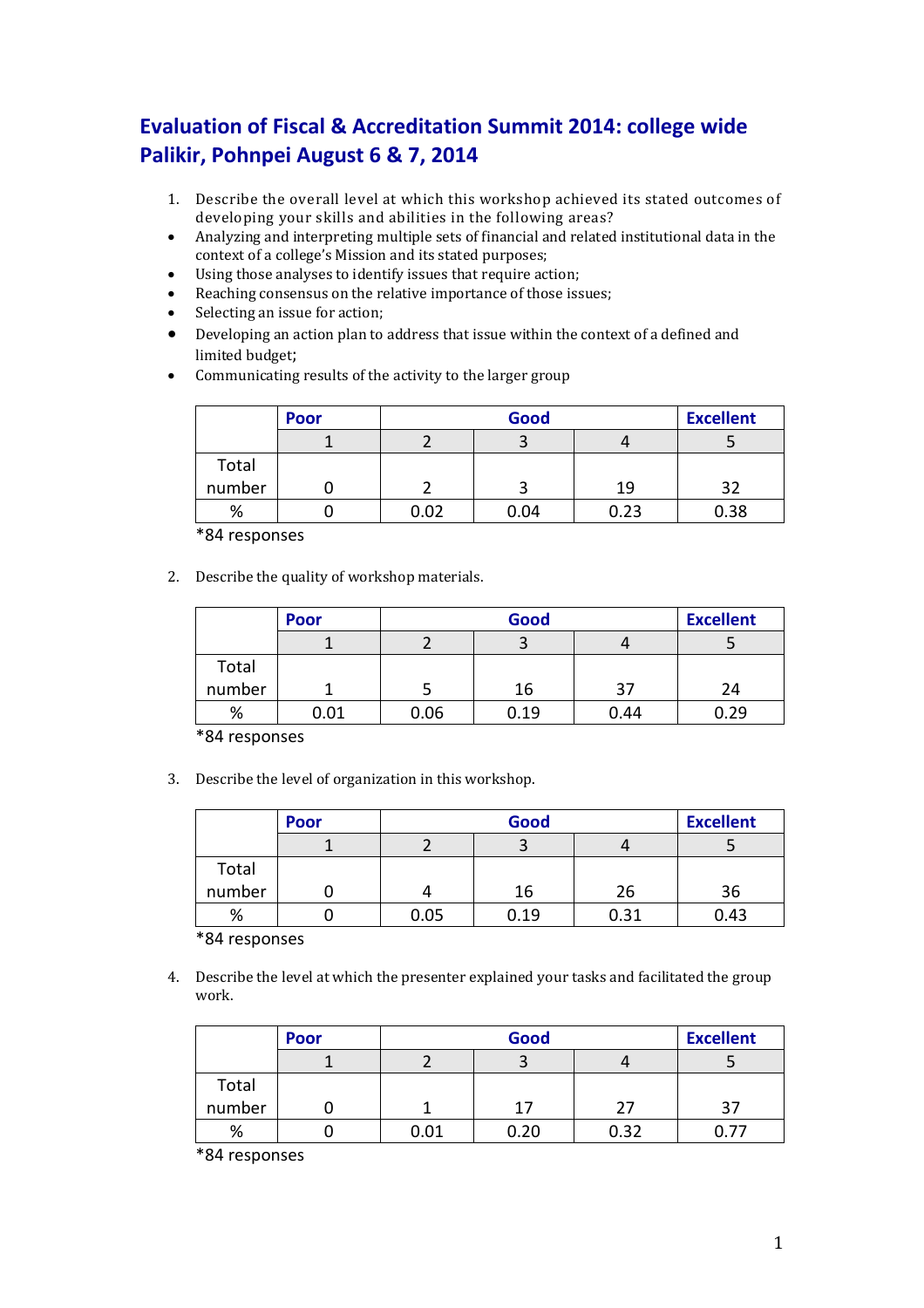# Evaluation of Fiscal & Accreditation Summit 2014: college wide Palikir, Pohnpei August 6 & 7, 2014

1. Describe the overall level at which this workshop achieved its stated outcomes of developing your skills and abilities in the following areas?

- Analyzing and interpreting multiple sets of financial and related institutional data in the context of a college's Mission and its stated purposes;
- Using those analyses to identify issues that require action;
- Reaching consensus on the relative importance of those issues;
- Selecting an issue for action;
- Developing an action plan to address that issue within the context of a defined and limited budget;
- Communicating results of the activity to the larger group

| | Poor | Good | | | Excellent |
|---|---|---|---|---|---|
| | 1 | 2 | 3 | 4 | 5 |
| Total number | 0 | 2 | 3 | 19 | 32 |
| % | 0 | 0.02 | 0.04 | 0.23 | 0.38 |

*84 responses

2. Describe the quality of workshop materials.

| | Poor | Good | | | Excellent |
|---|---|---|---|---|---|
| | 1 | 2 | 3 | 4 | 5 |
| Total number | 1 | 5 | 16 | 37 | 24 |
| % | 0.01 | 0.06 | 0.19 | 0.44 | 0.29 |

*84 responses

3. Describe the level of organization in this workshop.

| | Poor | Good | | | Excellent |
|---|---|---|---|---|---|
| | 1 | 2 | 3 | 4 | 5 |
| Total number | 0 | 4 | 16 | 26 | 36 |
| % | 0 | 0.05 | 0.19 | 0.31 | 0.43 |

*84 responses

4. Describe the level at which the presenter explained your tasks and facilitated the group work.

| | Poor | Good | | | Excellent |
|---|---|---|---|---|---|
| | 1 | 2 | 3 | 4 | 5 |
| Total number | 0 | 1 | 17 | 27 | 37 |
| % | 0 | 0.01 | 0.20 | 0.32 | 0.77 |

*84 responses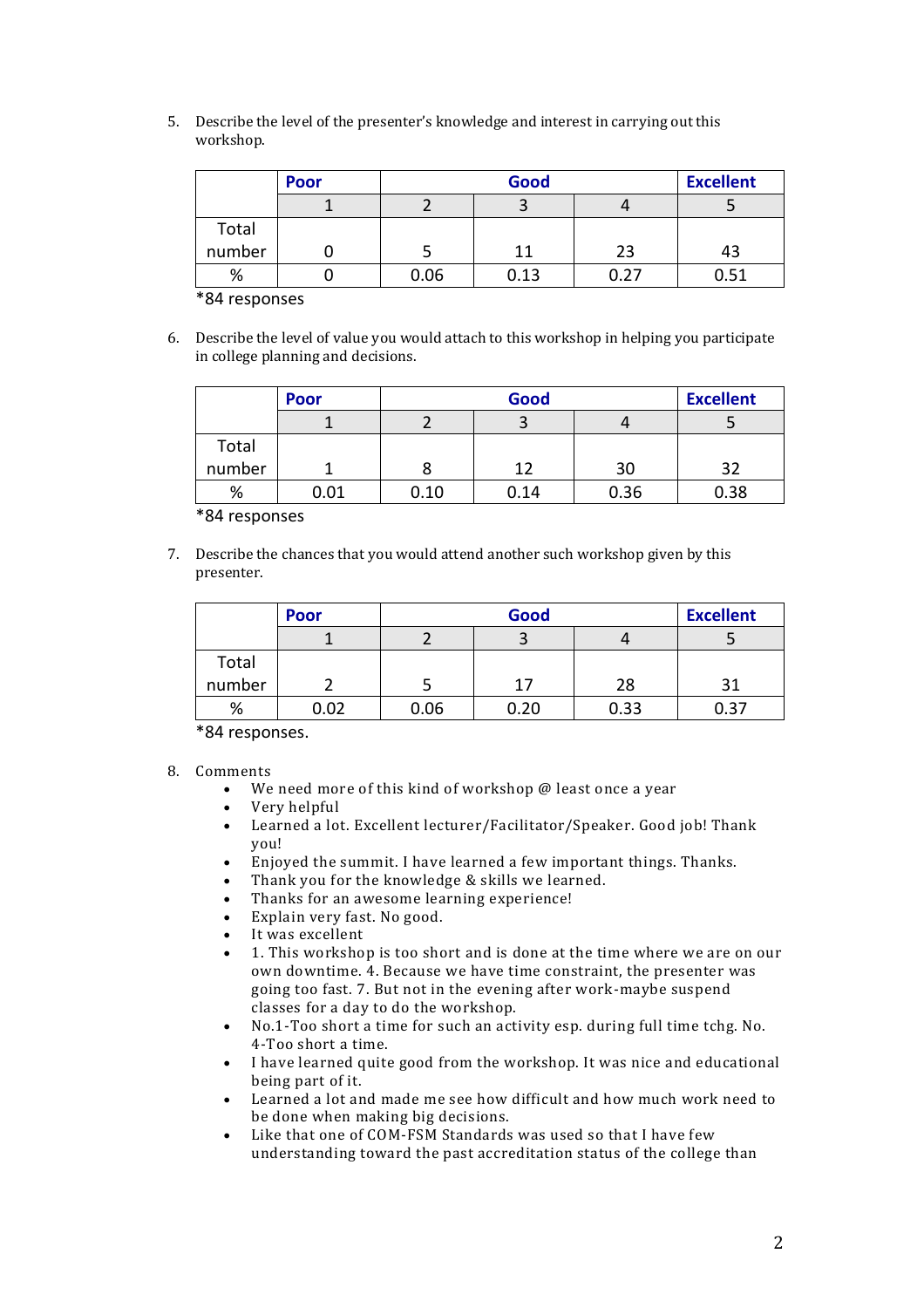5. Describe the level of the presenter's knowledge and interest in carrying out this workshop.

| | Poor | Good | | | Excellent |
|---|---|---|---|---|---|
| | 1 | 2 | 3 | 4 | 5 |
| Total number | 0 | 5 | 11 | 23 | 43 |
| % | 0 | 0.06 | 0.13 | 0.27 | 0.51 |

*84 responses

6. Describe the level of value you would attach to this workshop in helping you participate in college planning and decisions.

| | Poor | Good | | | Excellent |
|---|---|---|---|---|---|
| | 1 | 2 | 3 | 4 | 5 |
| Total number | 1 | 8 | 12 | 30 | 32 |
| % | 0.01 | 0.10 | 0.14 | 0.36 | 0.38 |

*84 responses

7. Describe the chances that you would attend another such workshop given by this presenter.

| | Poor | Good | | | Excellent |
|---|---|---|---|---|---|
| | 1 | 2 | 3 | 4 | 5 |
| Total number | 2 | 5 | 17 | 28 | 31 |
| % | 0.02 | 0.06 | 0.20 | 0.33 | 0.37 |

*84 responses.

8. Comments
   - We need more of this kind of workshop @ least once a year
   - Very helpful
   - Learned a lot. Excellent lecturer/Facilitator/Speaker. Good job! Thank you!
   - Enjoyed the summit. I have learned a few important things. Thanks.
   - Thank you for the knowledge & skills we learned.
   - Thanks for an awesome learning experience!
   - Explain very fast. No good.
   - It was excellent
   - 1. This workshop is too short and is done at the time where we are on our own downtime. 4. Because we have time constraint, the presenter was going too fast. 7. But not in the evening after work-maybe suspend classes for a day to do the workshop.
   - No.1-Too short a time for such an activity esp. during full time tchg. No. 4-Too short a time.
   - I have learned quite good from the workshop. It was nice and educational being part of it.
   - Learned a lot and made me see how difficult and how much work need to be done when making big decisions.
   - Like that one of COM-FSM Standards was used so that I have few understanding toward the past accreditation status of the college than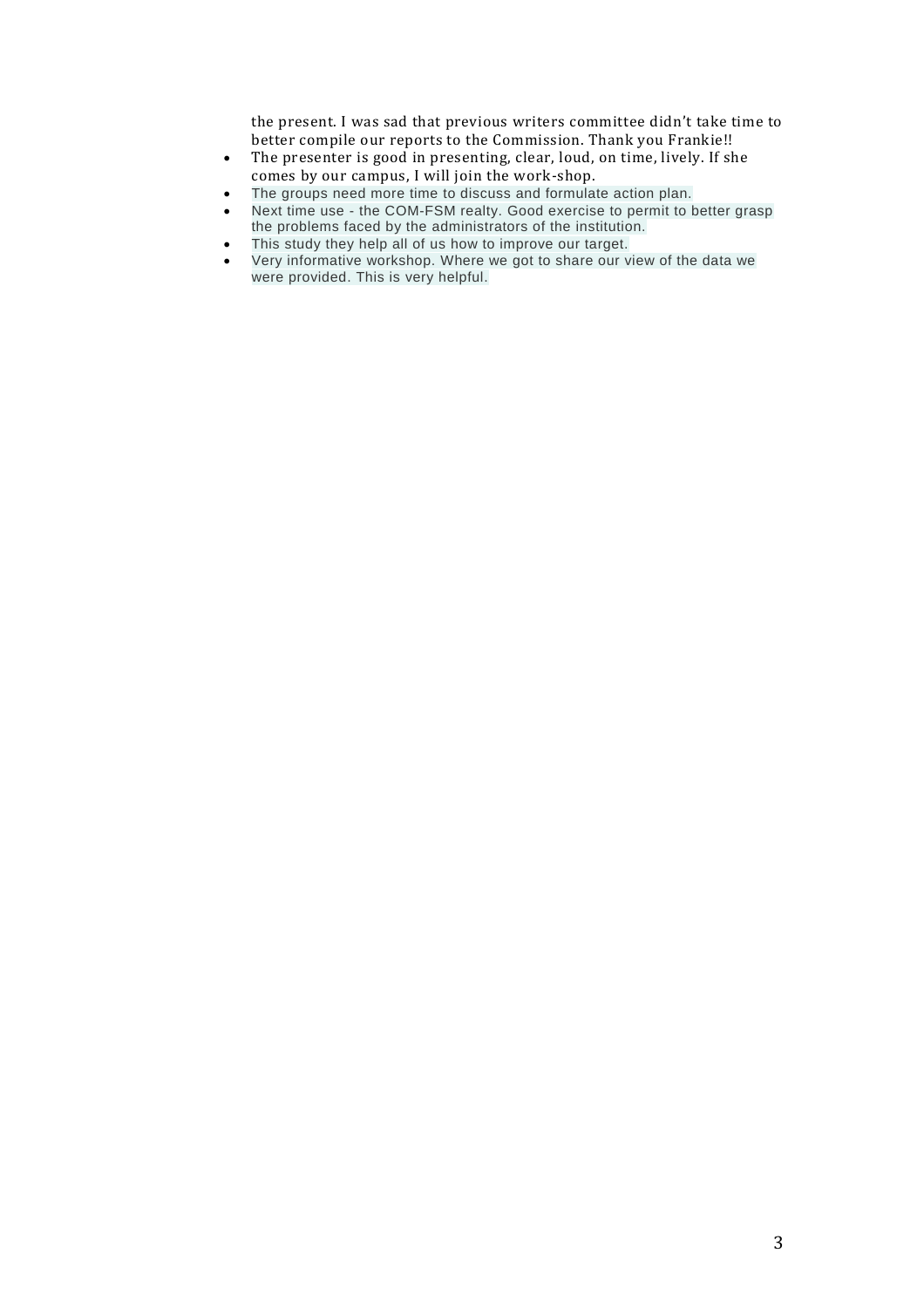the present. I was sad that previous writers committee didn't take time to better compile our reports to the Commission. Thank you Frankie!!

- The presenter is good in presenting, clear, loud, on time, lively. If she comes by our campus, I will join the work-shop.
- The groups need more time to discuss and formulate action plan.
- Next time use - the COM-FSM realty. Good exercise to permit to better grasp the problems faced by the administrators of the institution.
- This study they help all of us how to improve our target.
- Very informative workshop. Where we got to share our view of the data we were provided. This is very helpful.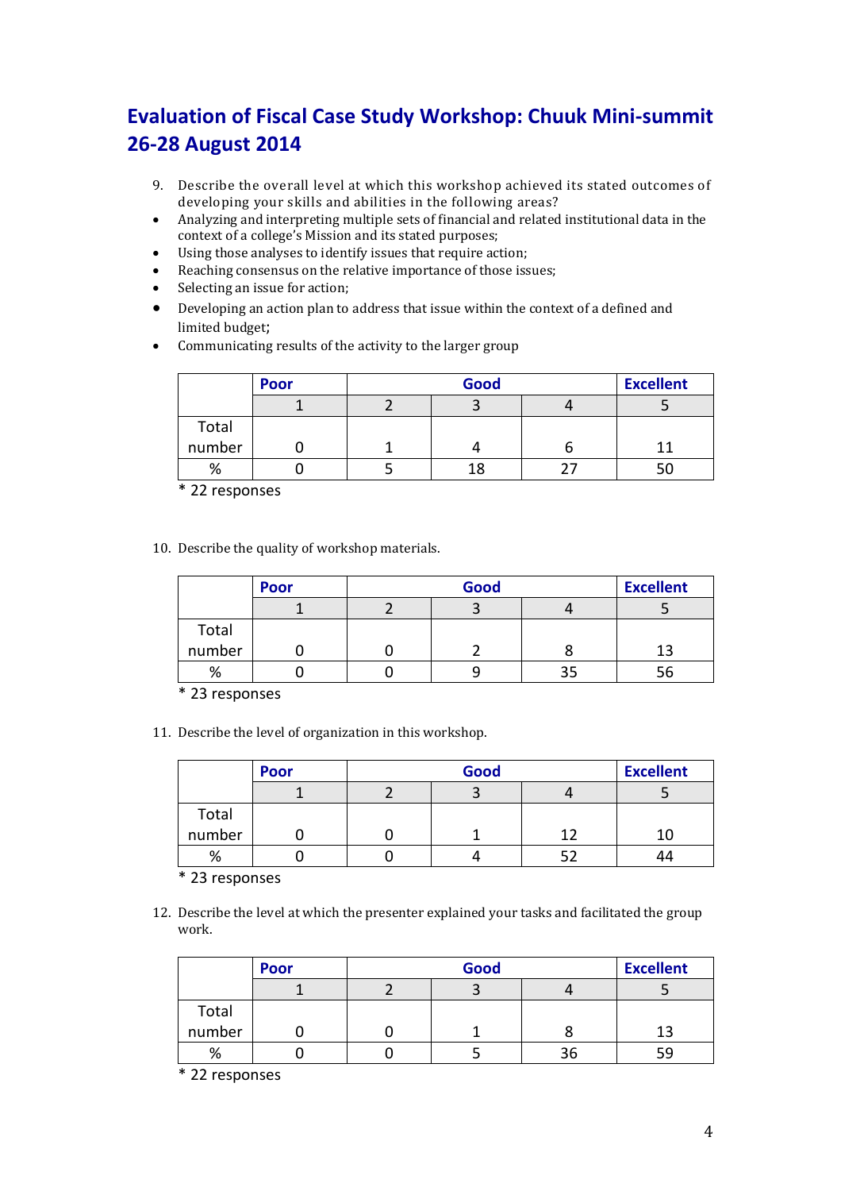# Evaluation of Fiscal Case Study Workshop: Chuuk Mini-summit 26-28 August 2014

9. Describe the overall level at which this workshop achieved its stated outcomes of developing your skills and abilities in the following areas?

- Analyzing and interpreting multiple sets of financial and related institutional data in the context of a college's Mission and its stated purposes;
- Using those analyses to identify issues that require action;
- Reaching consensus on the relative importance of those issues;
- Selecting an issue for action;
- Developing an action plan to address that issue within the context of a defined and limited budget;
- Communicating results of the activity to the larger group

| | Poor | | Good | | Excellent |
|---|---|---|---|---|---|
| | 1 | 2 | 3 | 4 | 5 |
| Total number | 0 | 1 | 4 | 6 | 11 |
| % | 0 | 5 | 18 | 27 | 50 |

\* 22 responses

10. Describe the quality of workshop materials.

| | Poor | | Good | | Excellent |
|---|---|---|---|---|---|
| | 1 | 2 | 3 | 4 | 5 |
| Total number | 0 | 0 | 2 | 8 | 13 |
| % | 0 | 0 | 9 | 35 | 56 |

\* 23 responses

11. Describe the level of organization in this workshop.

| | Poor | | Good | | Excellent |
|---|---|---|---|---|---|
| | 1 | 2 | 3 | 4 | 5 |
| Total number | 0 | 0 | 1 | 12 | 10 |
| % | 0 | 0 | 4 | 52 | 44 |

\* 23 responses

12. Describe the level at which the presenter explained your tasks and facilitated the group work.

| | Poor | | Good | | Excellent |
|---|---|---|---|---|---|
| | 1 | 2 | 3 | 4 | 5 |
| Total number | 0 | 0 | 1 | 8 | 13 |
| % | 0 | 0 | 5 | 36 | 59 |

\* 22 responses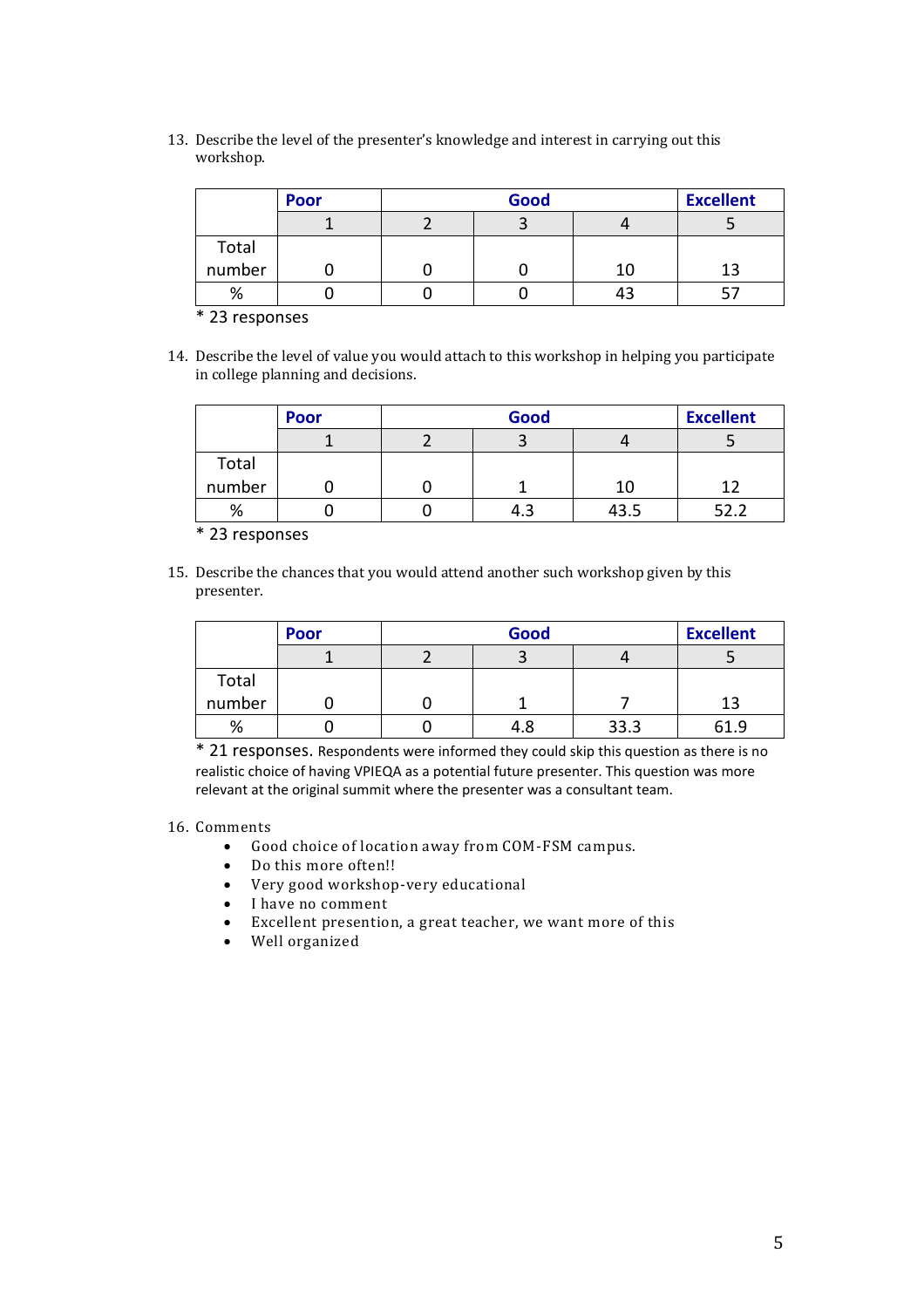13. Describe the level of the presenter's knowledge and interest in carrying out this workshop.

| | Poor | Good | | | Excellent |
|---|---|---|---|---|---|
| | 1 | 2 | 3 | 4 | 5 |
| Total number | 0 | 0 | 0 | 10 | 13 |
| % | 0 | 0 | 0 | 43 | 57 |

\* 23 responses

14. Describe the level of value you would attach to this workshop in helping you participate in college planning and decisions.

| | Poor | Good | | | Excellent |
|---|---|---|---|---|---|
| | 1 | 2 | 3 | 4 | 5 |
| Total number | 0 | 0 | 1 | 10 | 12 |
| % | 0 | 0 | 4.3 | 43.5 | 52.2 |

\* 23 responses

15. Describe the chances that you would attend another such workshop given by this presenter.

| | Poor | Good | | | Excellent |
|---|---|---|---|---|---|
| | 1 | 2 | 3 | 4 | 5 |
| Total number | 0 | 0 | 1 | 7 | 13 |
| % | 0 | 0 | 4.8 | 33.3 | 61.9 |

\* 21 responses. Respondents were informed they could skip this question as there is no realistic choice of having VPIEQA as a potential future presenter. This question was more relevant at the original summit where the presenter was a consultant team.

16. Comments
    - Good choice of location away from COM-FSM campus.
    - Do this more often!!
    - Very good workshop-very educational
    - I have no comment
    - Excellent presention, a great teacher, we want more of this
    - Well organized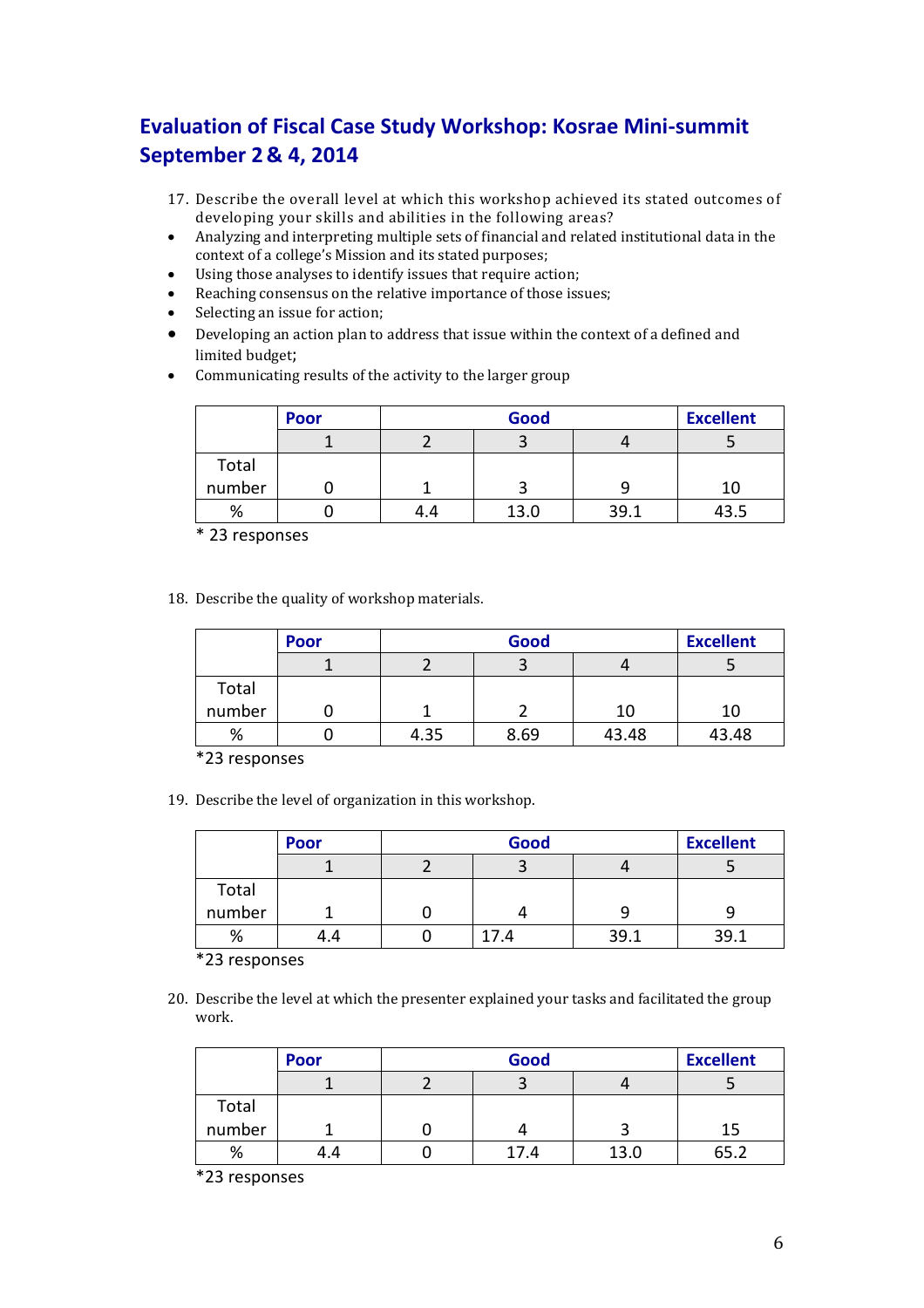# Evaluation of Fiscal Case Study Workshop: Kosrae Mini-summit September 2 & 4, 2014

17. Describe the overall level at which this workshop achieved its stated outcomes of developing your skills and abilities in the following areas?

- Analyzing and interpreting multiple sets of financial and related institutional data in the context of a college's Mission and its stated purposes;
- Using those analyses to identify issues that require action;
- Reaching consensus on the relative importance of those issues;
- Selecting an issue for action;
- Developing an action plan to address that issue within the context of a defined and limited budget;
- Communicating results of the activity to the larger group

| | **Poor** | | **Good** | | **Excellent** |
|---|---|---|---|---|---|
| | 1 | 2 | 3 | 4 | 5 |
| Total number | 0 | 1 | 3 | 9 | 10 |
| % | 0 | 4.4 | 13.0 | 39.1 | 43.5 |

\* 23 responses

18. Describe the quality of workshop materials.

| | **Poor** | | **Good** | | **Excellent** |
|---|---|---|---|---|---|
| | 1 | 2 | 3 | 4 | 5 |
| Total number | 0 | 1 | 2 | 10 | 10 |
| % | 0 | 4.35 | 8.69 | 43.48 | 43.48 |

*23 responses

19. Describe the level of organization in this workshop.

| | **Poor** | | **Good** | | **Excellent** |
|---|---|---|---|---|---|
| | 1 | 2 | 3 | 4 | 5 |
| Total number | 1 | 0 | 4 | 9 | 9 |
| % | 4.4 | 0 | 17.4 | 39.1 | 39.1 |

*23 responses

20. Describe the level at which the presenter explained your tasks and facilitated the group work.

| | **Poor** | | **Good** | | **Excellent** |
|---|---|---|---|---|---|
| | 1 | 2 | 3 | 4 | 5 |
| Total number | 1 | 0 | 4 | 3 | 15 |
| % | 4.4 | 0 | 17.4 | 13.0 | 65.2 |

*23 responses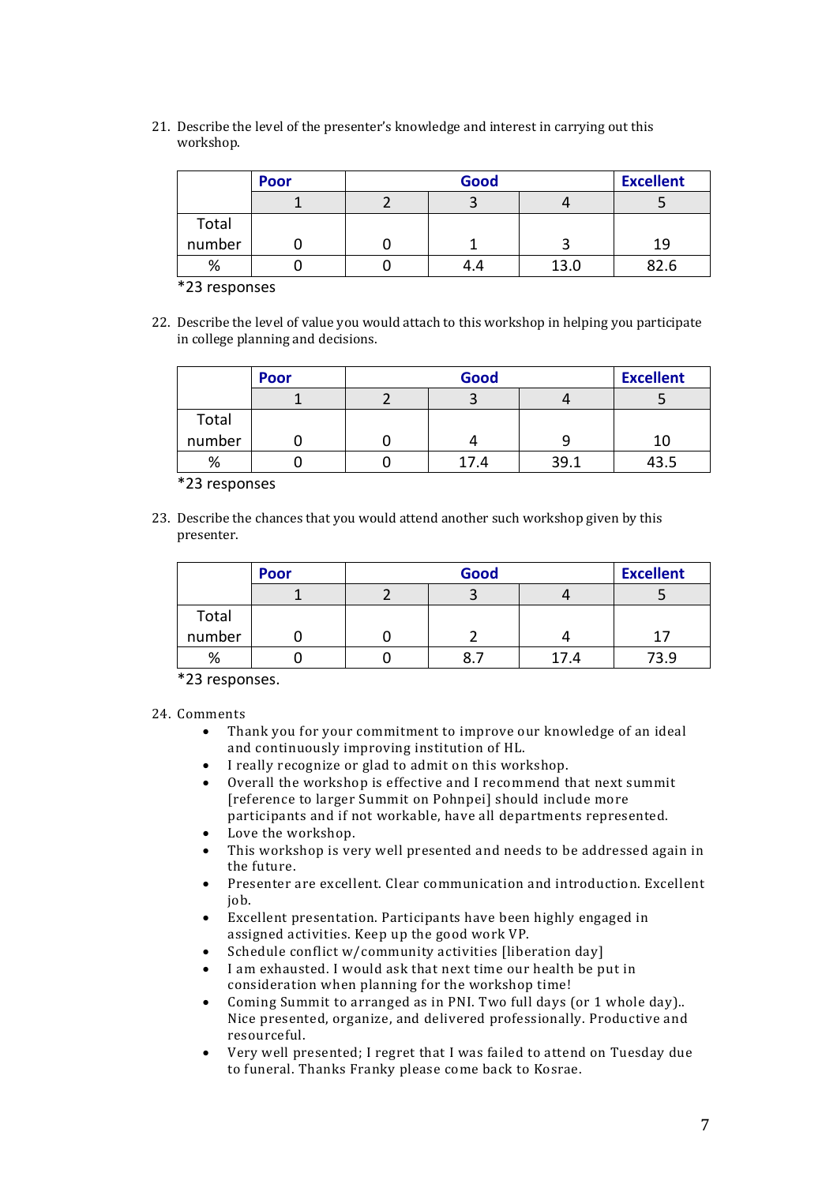21. Describe the level of the presenter's knowledge and interest in carrying out this workshop.

| | Poor | Good | | | Excellent |
|---|---|---|---|---|---|
| | 1 | 2 | 3 | 4 | 5 |
| Total number | 0 | 0 | 1 | 3 | 19 |
| % | 0 | 0 | 4.4 | 13.0 | 82.6 |

*23 responses

22. Describe the level of value you would attach to this workshop in helping you participate in college planning and decisions.

| | Poor | Good | | | Excellent |
|---|---|---|---|---|---|
| | 1 | 2 | 3 | 4 | 5 |
| Total number | 0 | 0 | 4 | 9 | 10 |
| % | 0 | 0 | 17.4 | 39.1 | 43.5 |

*23 responses

23. Describe the chances that you would attend another such workshop given by this presenter.

| | Poor | Good | | | Excellent |
|---|---|---|---|---|---|
| | 1 | 2 | 3 | 4 | 5 |
| Total number | 0 | 0 | 2 | 4 | 17 |
| % | 0 | 0 | 8.7 | 17.4 | 73.9 |

*23 responses.

24. Comments
    - Thank you for your commitment to improve our knowledge of an ideal and continuously improving institution of HL.
    - I really recognize or glad to admit on this workshop.
    - Overall the workshop is effective and I recommend that next summit [reference to larger Summit on Pohnpei] should include more participants and if not workable, have all departments represented.
    - Love the workshop.
    - This workshop is very well presented and needs to be addressed again in the future.
    - Presenter are excellent. Clear communication and introduction. Excellent job.
    - Excellent presentation. Participants have been highly engaged in assigned activities. Keep up the good work VP.
    - Schedule conflict w/community activities [liberation day]
    - I am exhausted. I would ask that next time our health be put in consideration when planning for the workshop time!
    - Coming Summit to arranged as in PNI. Two full days (or 1 whole day).. Nice presented, organize, and delivered professionally. Productive and resourceful.
    - Very well presented; I regret that I was failed to attend on Tuesday due to funeral. Thanks Franky please come back to Kosrae.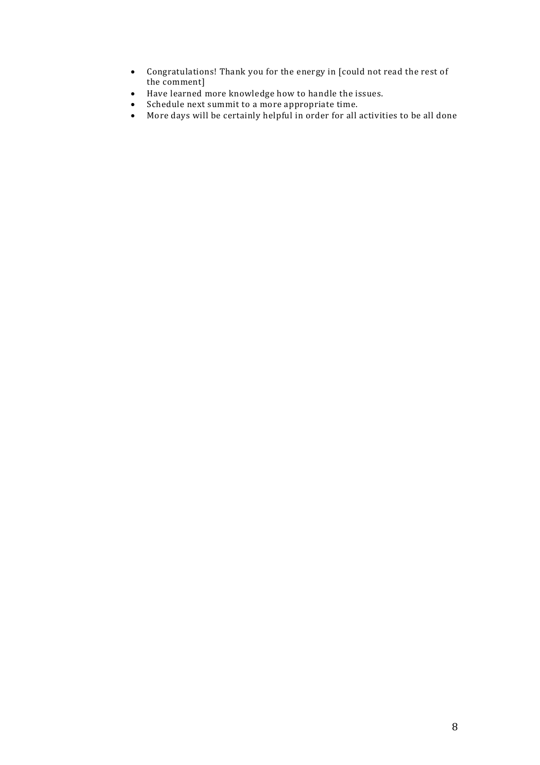- Congratulations! Thank you for the energy in [could not read the rest of the comment]
- Have learned more knowledge how to handle the issues.
- Schedule next summit to a more appropriate time.
- More days will be certainly helpful in order for all activities to be all done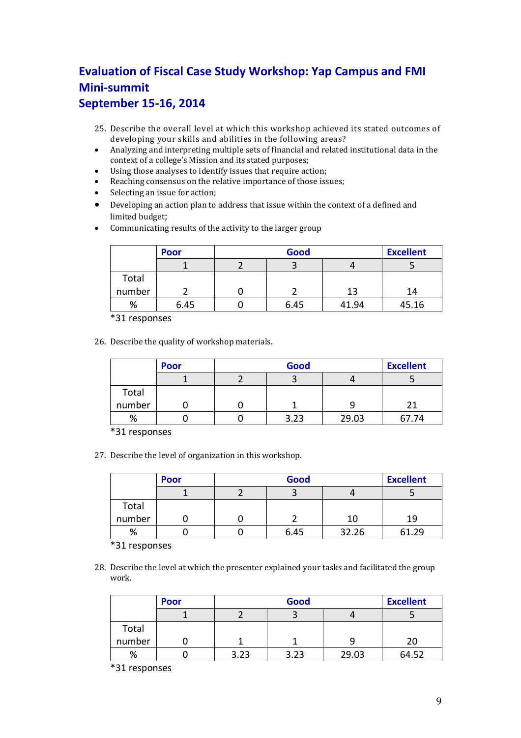# Evaluation of Fiscal Case Study Workshop: Yap Campus and FMI Mini-summit
# September 15-16, 2014

25. Describe the overall level at which this workshop achieved its stated outcomes of developing your skills and abilities in the following areas?

- Analyzing and interpreting multiple sets of financial and related institutional data in the context of a college's Mission and its stated purposes;
- Using those analyses to identify issues that require action;
- Reaching consensus on the relative importance of those issues;
- Selecting an issue for action;
- Developing an action plan to address that issue within the context of a defined and limited budget;
- Communicating results of the activity to the larger group

| | Poor | | Good | | Excellent |
|---|---|---|---|---|---|
| | 1 | 2 | 3 | 4 | 5 |
| Total number | 2 | 0 | 2 | 13 | 14 |
| % | 6.45 | 0 | 6.45 | 41.94 | 45.16 |

*31 responses

26. Describe the quality of workshop materials.

| | Poor | | Good | | Excellent |
|---|---|---|---|---|---|
| | 1 | 2 | 3 | 4 | 5 |
| Total number | 0 | 0 | 1 | 9 | 21 |
| % | 0 | 0 | 3.23 | 29.03 | 67.74 |

*31 responses

27. Describe the level of organization in this workshop.

| | Poor | | Good | | Excellent |
|---|---|---|---|---|---|
| | 1 | 2 | 3 | 4 | 5 |
| Total number | 0 | 0 | 2 | 10 | 19 |
| % | 0 | 0 | 6.45 | 32.26 | 61.29 |

*31 responses

28. Describe the level at which the presenter explained your tasks and facilitated the group work.

| | Poor | | Good | | Excellent |
|---|---|---|---|---|---|
| | 1 | 2 | 3 | 4 | 5 |
| Total number | 0 | 1 | 1 | 9 | 20 |
| % | 0 | 3.23 | 3.23 | 29.03 | 64.52 |

*31 responses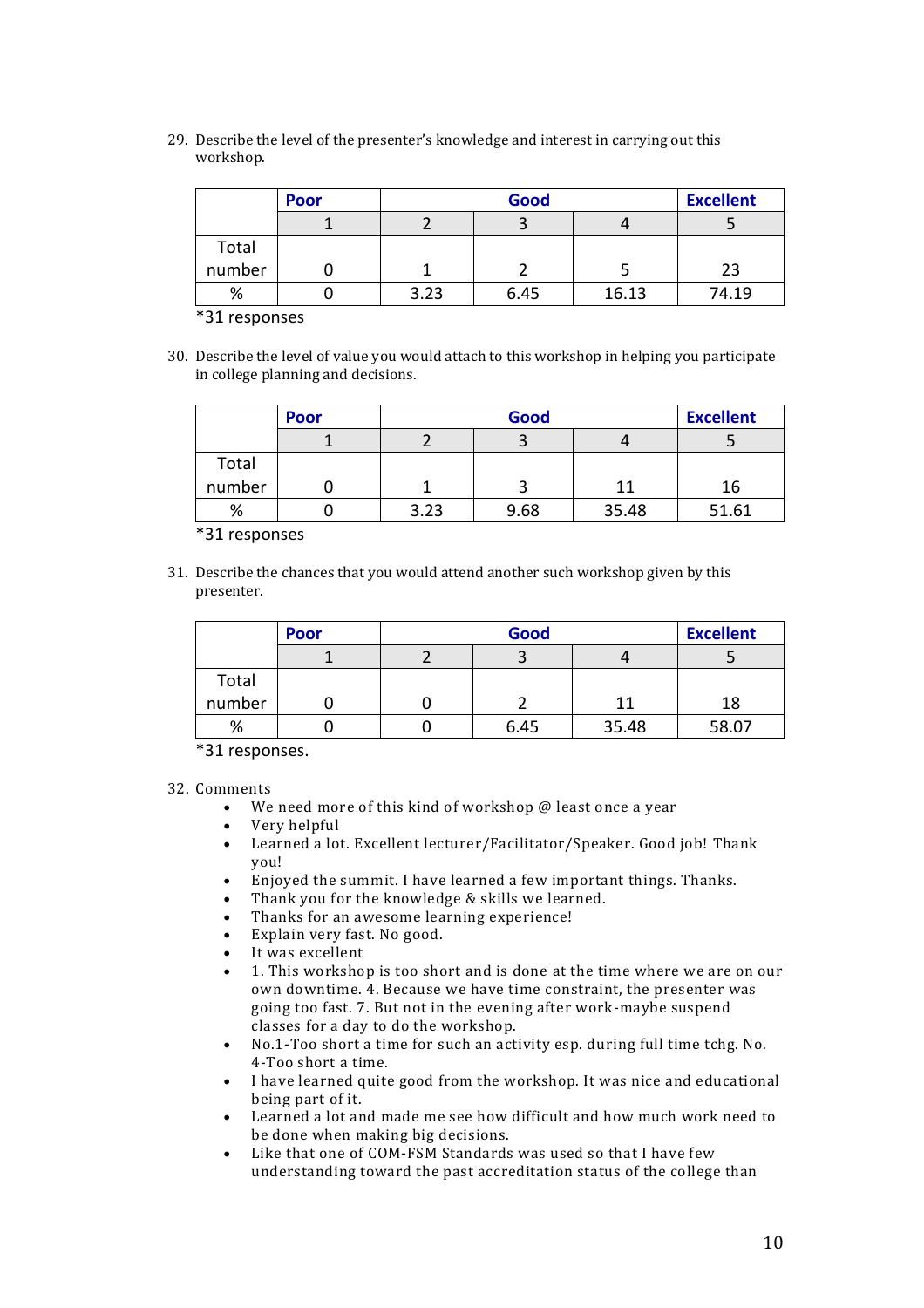29. Describe the level of the presenter's knowledge and interest in carrying out this workshop.

| | Poor | Good | | | Excellent |
|---|---|---|---|---|---|
| | 1 | 2 | 3 | 4 | 5 |
| Total number | 0 | 1 | 2 | 5 | 23 |
| % | 0 | 3.23 | 6.45 | 16.13 | 74.19 |

*31 responses

30. Describe the level of value you would attach to this workshop in helping you participate in college planning and decisions.

| | Poor | Good | | | Excellent |
|---|---|---|---|---|---|
| | 1 | 2 | 3 | 4 | 5 |
| Total number | 0 | 1 | 3 | 11 | 16 |
| % | 0 | 3.23 | 9.68 | 35.48 | 51.61 |

*31 responses

31. Describe the chances that you would attend another such workshop given by this presenter.

| | Poor | Good | | | Excellent |
|---|---|---|---|---|---|
| | 1 | 2 | 3 | 4 | 5 |
| Total number | 0 | 0 | 2 | 11 | 18 |
| % | 0 | 0 | 6.45 | 35.48 | 58.07 |

*31 responses.

32. Comments
    - We need more of this kind of workshop @ least once a year
    - Very helpful
    - Learned a lot. Excellent lecturer/Facilitator/Speaker. Good job! Thank you!
    - Enjoyed the summit. I have learned a few important things. Thanks.
    - Thank you for the knowledge & skills we learned.
    - Thanks for an awesome learning experience!
    - Explain very fast. No good.
    - It was excellent
    - 1. This workshop is too short and is done at the time where we are on our own downtime. 4. Because we have time constraint, the presenter was going too fast. 7. But not in the evening after work-maybe suspend classes for a day to do the workshop.
    - No.1-Too short a time for such an activity esp. during full time tchg. No. 4-Too short a time.
    - I have learned quite good from the workshop. It was nice and educational being part of it.
    - Learned a lot and made me see how difficult and how much work need to be done when making big decisions.
    - Like that one of COM-FSM Standards was used so that I have few understanding toward the past accreditation status of the college than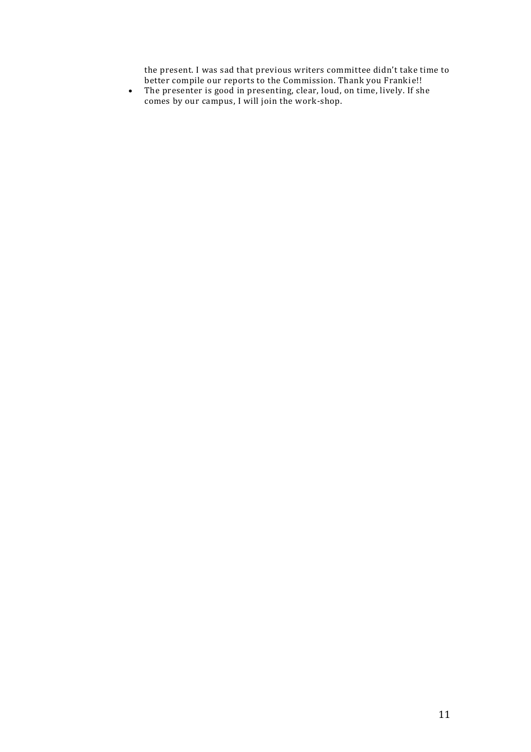the present. I was sad that previous writers committee didn't take time to better compile our reports to the Commission. Thank you Frankie!!

- The presenter is good in presenting, clear, loud, on time, lively. If she comes by our campus, I will join the work-shop.